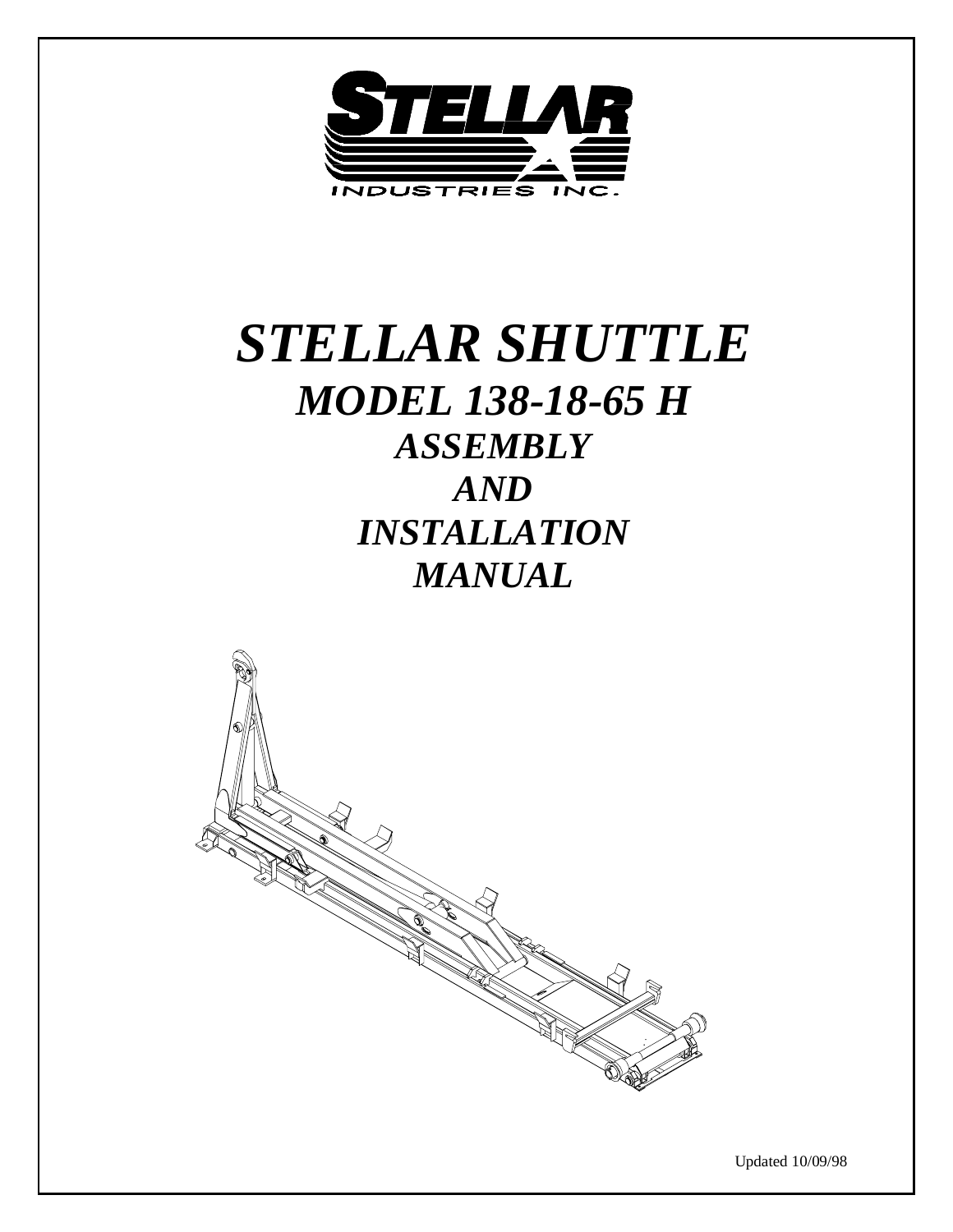STELLAR INDUSTRIES INC.

# *STELLAR SHUTTLE*

## *MODEL 138-18-65 H*

### *ASSEMBLY*
### *AND*
### *INSTALLATION*
### *MANUAL*

Updated 10/09/98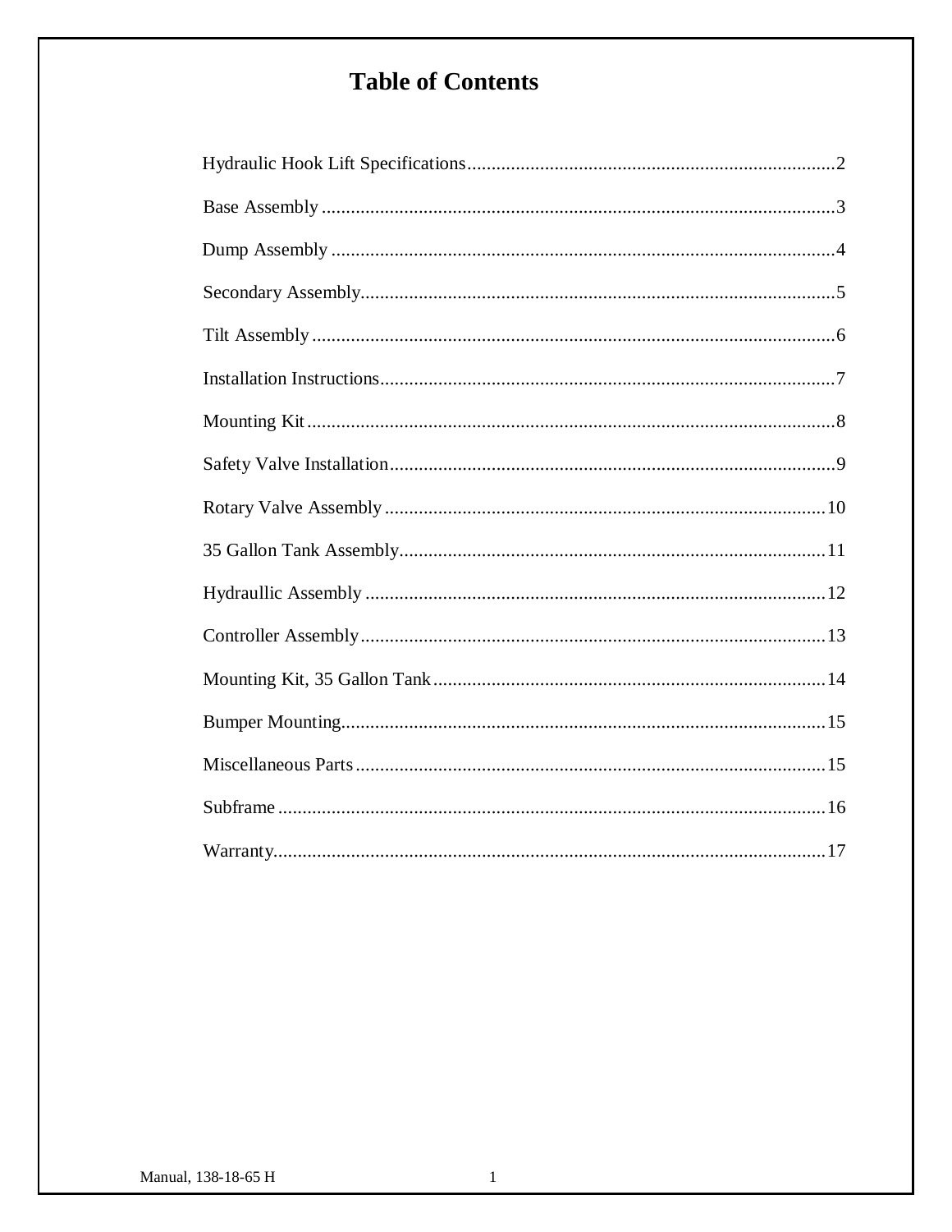# Table of Contents

| | |
|---|---|
| Hydraulic Hook Lift Specifications | 2 |
| Base Assembly | 3 |
| Dump Assembly | 4 |
| Secondary Assembly | 5 |
| Tilt Assembly | 6 |
| Installation Instructions | 7 |
| Mounting Kit | 8 |
| Safety Valve Installation | 9 |
| Rotary Valve Assembly | 10 |
| 35 Gallon Tank Assembly | 11 |
| Hydraullic Assembly | 12 |
| Controller Assembly | 13 |
| Mounting Kit, 35 Gallon Tank | 14 |
| Bumper Mounting | 15 |
| Miscellaneous Parts | 15 |
| Subframe | 16 |
| Warranty | 17 |

Manual, 138-18-65 H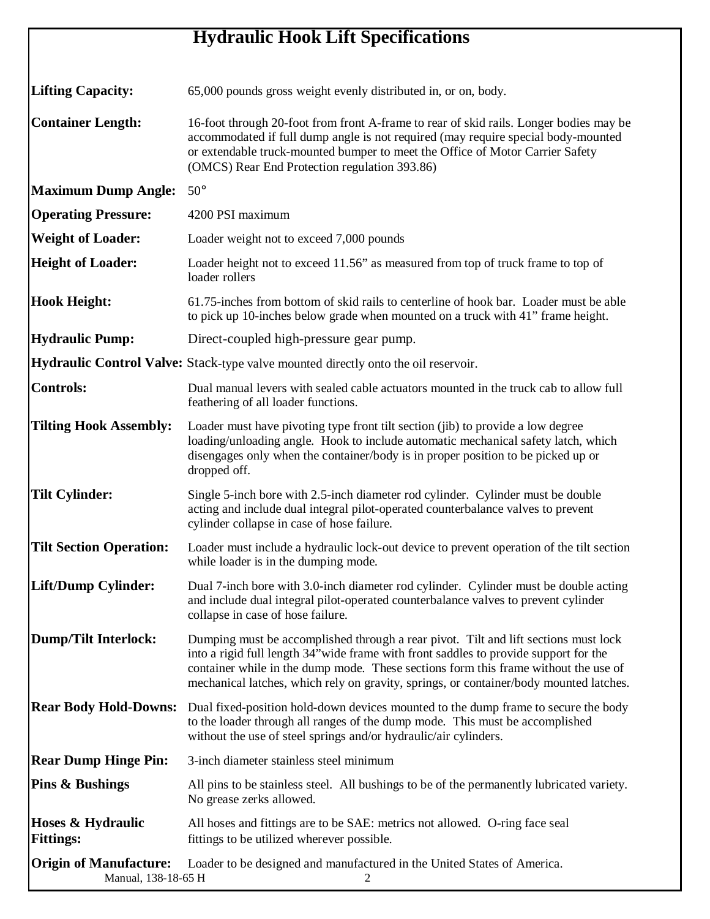# Hydraulic Hook Lift Specifications

**Lifting Capacity:** 65,000 pounds gross weight evenly distributed in, or on, body.

**Container Length:** 16-foot through 20-foot from front A-frame to rear of skid rails. Longer bodies may be accommodated if full dump angle is not required (may require special body-mounted or extendable truck-mounted bumper to meet the Office of Motor Carrier Safety (OMCS) Rear End Protection regulation 393.86)

**Maximum Dump Angle:** 50°

**Operating Pressure:** 4200 PSI maximum

**Weight of Loader:** Loader weight not to exceed 7,000 pounds

**Height of Loader:** Loader height not to exceed 11.56" as measured from top of truck frame to top of loader rollers

**Hook Height:** 61.75-inches from bottom of skid rails to centerline of hook bar. Loader must be able to pick up 10-inches below grade when mounted on a truck with 41" frame height.

**Hydraulic Pump:** Direct-coupled high-pressure gear pump.

**Hydraulic Control Valve:** Stack-type valve mounted directly onto the oil reservoir.

**Controls:** Dual manual levers with sealed cable actuators mounted in the truck cab to allow full feathering of all loader functions.

**Tilting Hook Assembly:** Loader must have pivoting type front tilt section (jib) to provide a low degree loading/unloading angle. Hook to include automatic mechanical safety latch, which disengages only when the container/body is in proper position to be picked up or dropped off.

**Tilt Cylinder:** Single 5-inch bore with 2.5-inch diameter rod cylinder. Cylinder must be double acting and include dual integral pilot-operated counterbalance valves to prevent cylinder collapse in case of hose failure.

**Tilt Section Operation:** Loader must include a hydraulic lock-out device to prevent operation of the tilt section while loader is in the dumping mode.

**Lift/Dump Cylinder:** Dual 7-inch bore with 3.0-inch diameter rod cylinder. Cylinder must be double acting and include dual integral pilot-operated counterbalance valves to prevent cylinder collapse in case of hose failure.

**Dump/Tilt Interlock:** Dumping must be accomplished through a rear pivot. Tilt and lift sections must lock into a rigid full length 34"wide frame with front saddles to provide support for the container while in the dump mode. These sections form this frame without the use of mechanical latches, which rely on gravity, springs, or container/body mounted latches.

**Rear Body Hold-Downs:** Dual fixed-position hold-down devices mounted to the dump frame to secure the body to the loader through all ranges of the dump mode. This must be accomplished without the use of steel springs and/or hydraulic/air cylinders.

**Rear Dump Hinge Pin:** 3-inch diameter stainless steel minimum

**Pins & Bushings** All pins to be stainless steel. All bushings to be of the permanently lubricated variety. No grease zerks allowed.

**Hoses & Hydraulic Fittings:** All hoses and fittings are to be SAE: metrics not allowed. O-ring face seal fittings to be utilized wherever possible.

**Origin of Manufacture:** Loader to be designed and manufactured in the United States of America.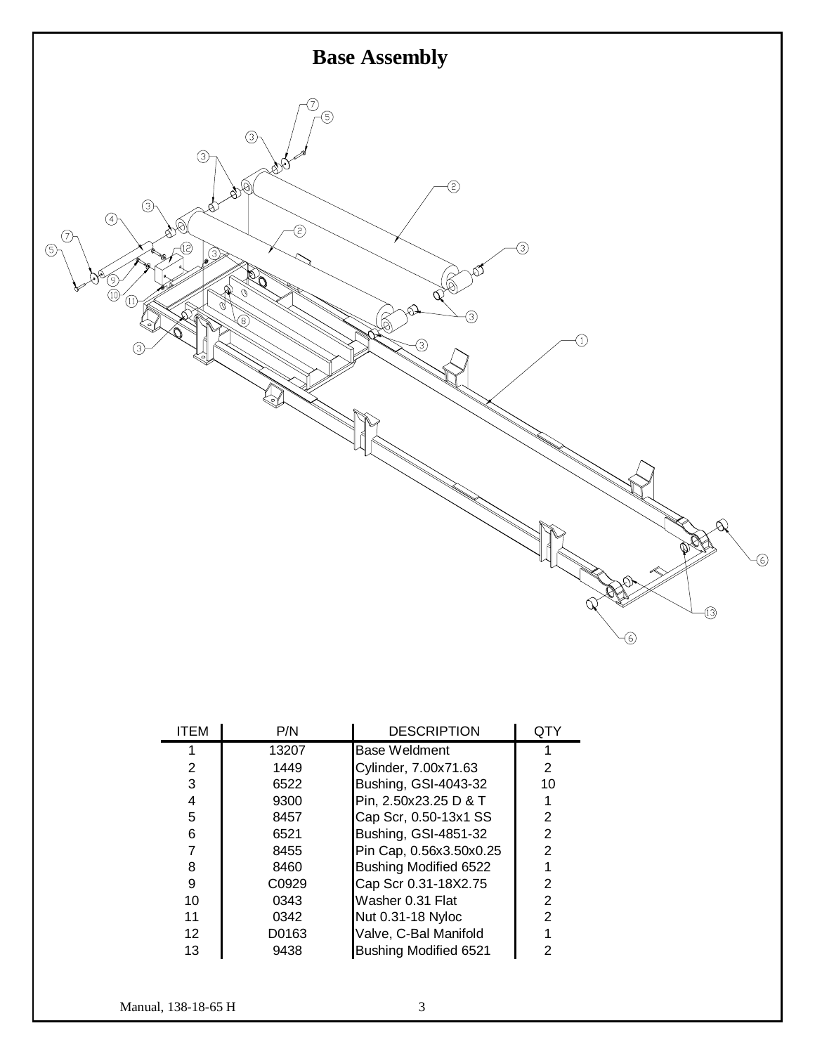# Base Assembly

| ITEM | P/N | DESCRIPTION | QTY |
|---|---|---|---|
| 1 | 13207 | Base Weldment | 1 |
| 2 | 1449 | Cylinder, 7.00x71.63 | 2 |
| 3 | 6522 | Bushing, GSI-4043-32 | 10 |
| 4 | 9300 | Pin, 2.50x23.25 D & T | 1 |
| 5 | 8457 | Cap Scr, 0.50-13x1 SS | 2 |
| 6 | 6521 | Bushing, GSI-4851-32 | 2 |
| 7 | 8455 | Pin Cap, 0.56x3.50x0.25 | 2 |
| 8 | 8460 | Bushing Modified 6522 | 1 |
| 9 | C0929 | Cap Scr 0.31-18X2.75 | 2 |
| 10 | 0343 | Washer 0.31 Flat | 2 |
| 11 | 0342 | Nut 0.31-18 Nyloc | 2 |
| 12 | D0163 | Valve, C-Bal Manifold | 1 |
| 13 | 9438 | Bushing Modified 6521 | 2 |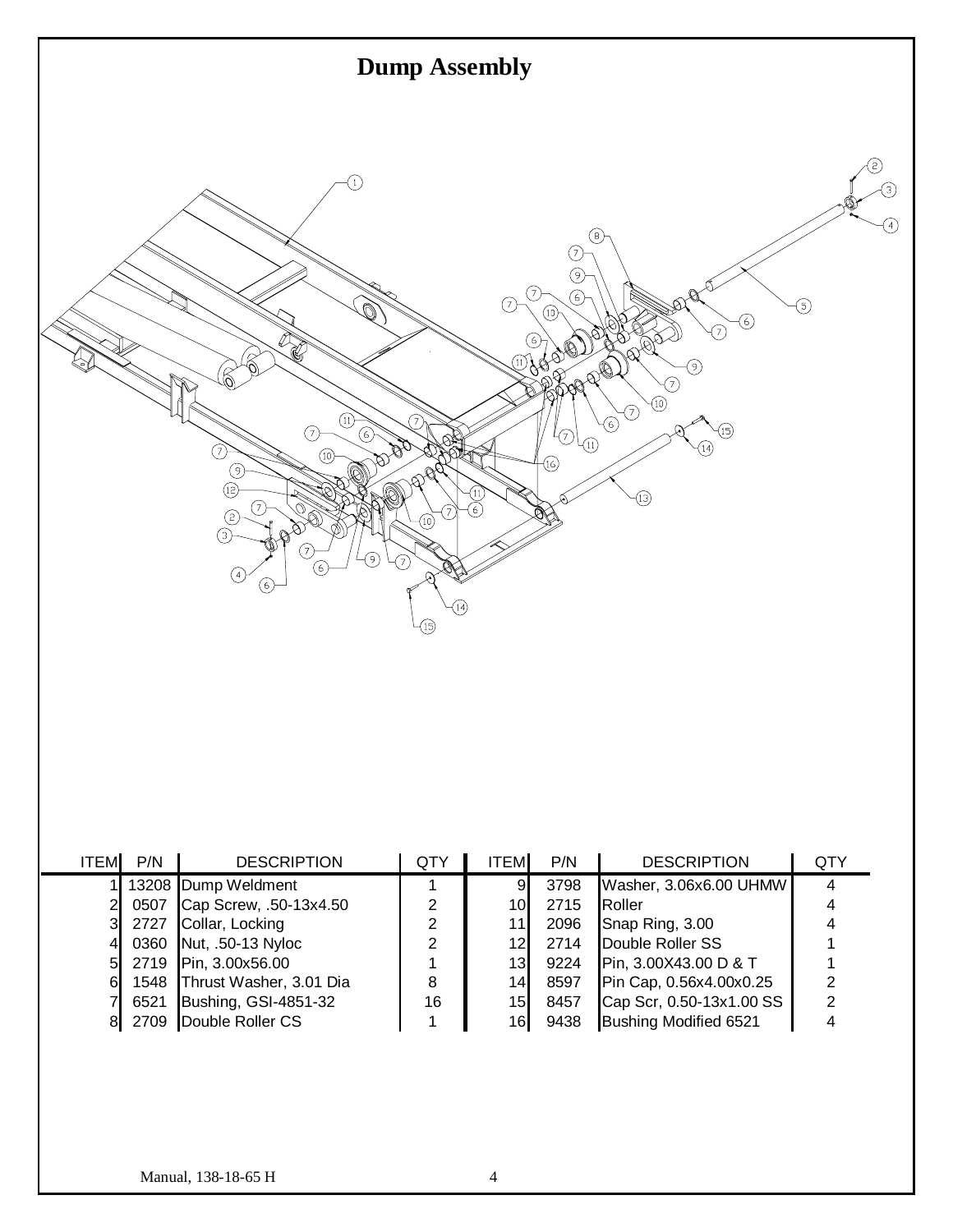# Dump Assembly

| ITEM | P/N | DESCRIPTION | QTY | ITEM | P/N | DESCRIPTION | QTY |
|---|---|---|---|---|---|---|---|
| 1 | 13208 | Dump Weldment | 1 | 9 | 3798 | Washer, 3.06x6.00 UHMW | 4 |
| 2 | 0507 | Cap Screw, .50-13x4.50 | 2 | 10 | 2715 | Roller | 4 |
| 3 | 2727 | Collar, Locking | 2 | 11 | 2096 | Snap Ring, 3.00 | 4 |
| 4 | 0360 | Nut, .50-13 Nyloc | 2 | 12 | 2714 | Double Roller SS | 1 |
| 5 | 2719 | Pin, 3.00x56.00 | 1 | 13 | 9224 | Pin, 3.00X43.00 D & T | 1 |
| 6 | 1548 | Thrust Washer, 3.01 Dia | 8 | 14 | 8597 | Pin Cap, 0.56x4.00x0.25 | 2 |
| 7 | 6521 | Bushing, GSI-4851-32 | 16 | 15 | 8457 | Cap Scr, 0.50-13x1.00 SS | 2 |
| 8 | 2709 | Double Roller CS | 1 | 16 | 9438 | Bushing Modified 6521 | 4 |

Manual, 138-18-65 H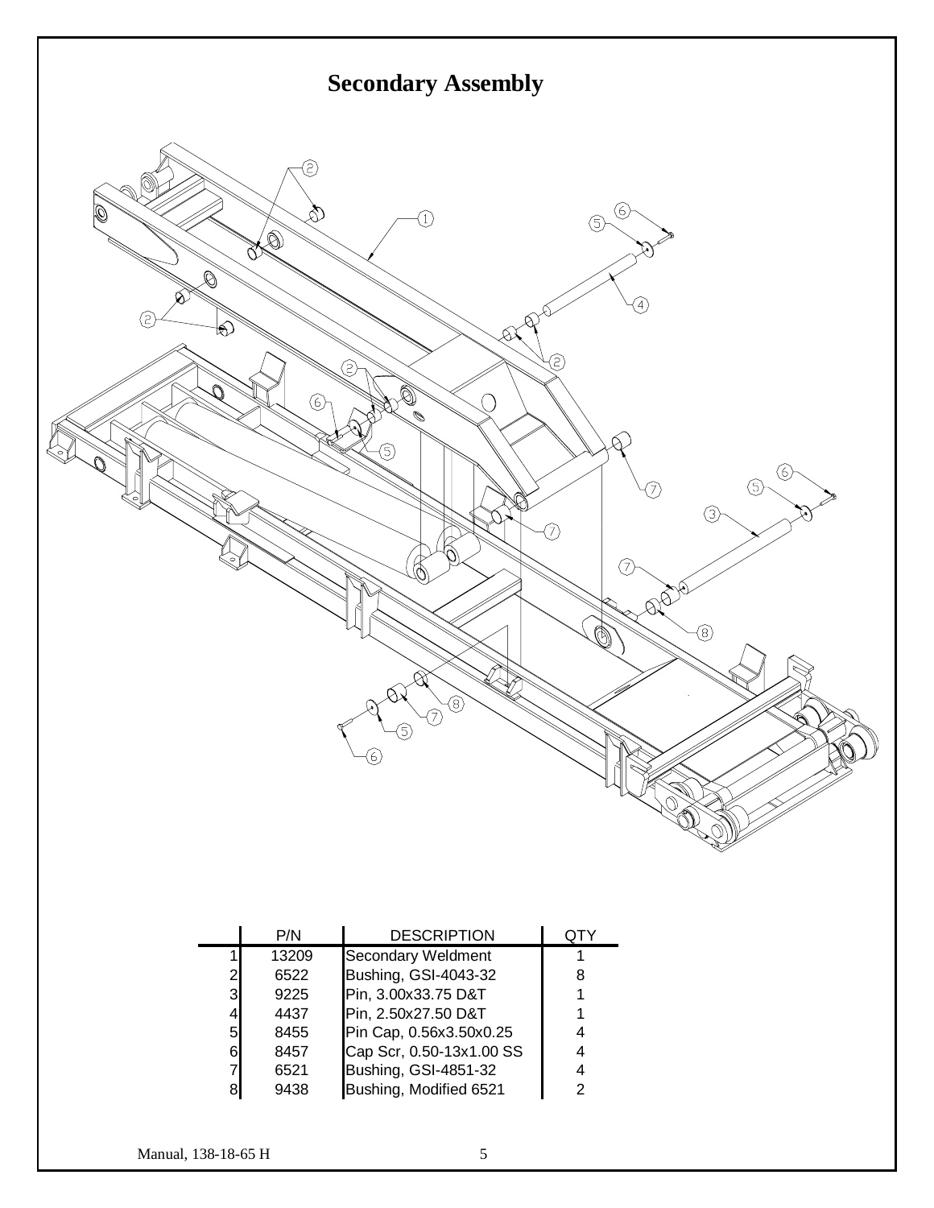# Secondary Assembly

| | P/N | DESCRIPTION | QTY |
|---|---|---|---|
| 1 | 13209 | Secondary Weldment | 1 |
| 2 | 6522 | Bushing, GSI-4043-32 | 8 |
| 3 | 9225 | Pin, 3.00x33.75 D&T | 1 |
| 4 | 4437 | Pin, 2.50x27.50 D&T | 1 |
| 5 | 8455 | Pin Cap, 0.56x3.50x0.25 | 4 |
| 6 | 8457 | Cap Scr, 0.50-13x1.00 SS | 4 |
| 7 | 6521 | Bushing, GSI-4851-32 | 4 |
| 8 | 9438 | Bushing, Modified 6521 | 2 |

Manual, 138-18-65 H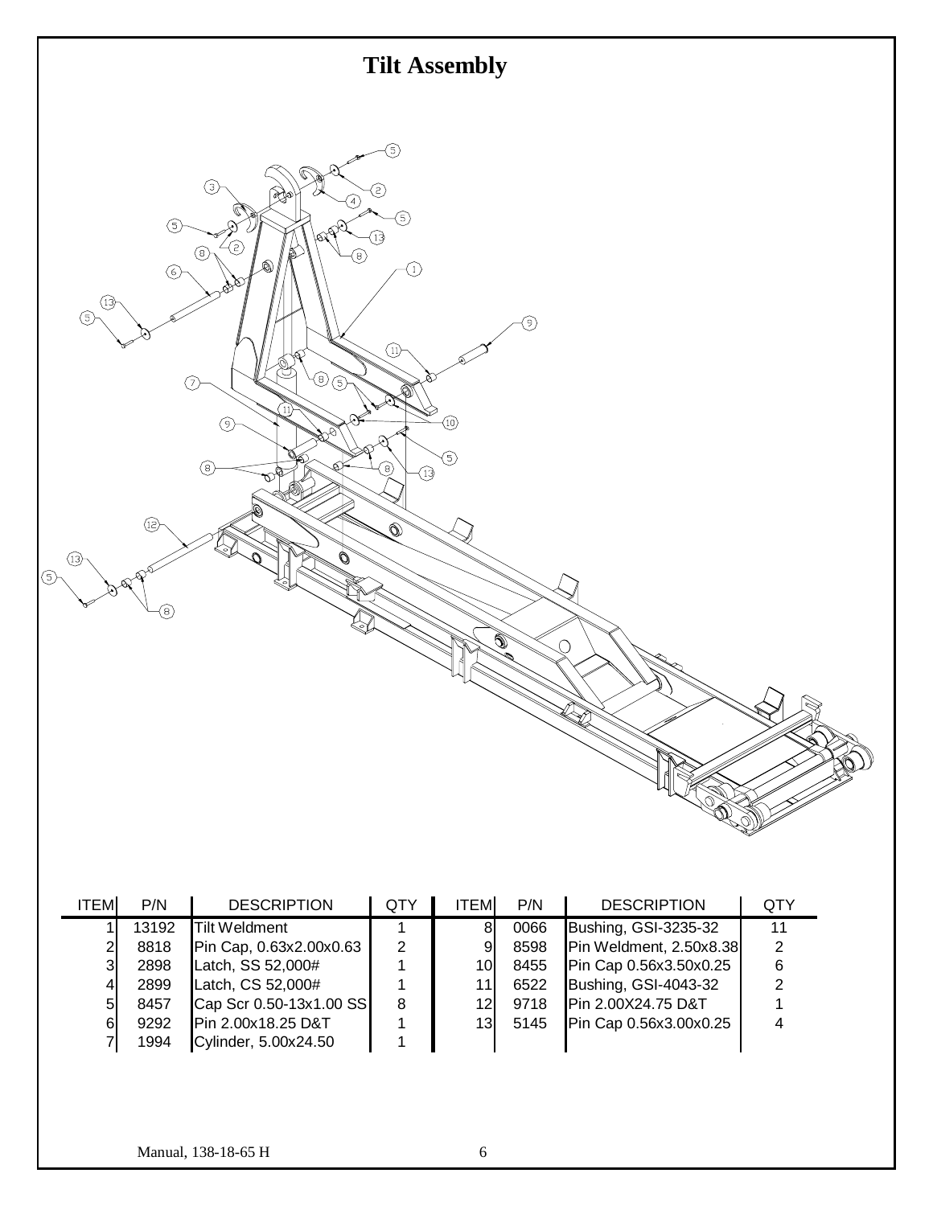# Tilt Assembly

| ITEM | P/N | DESCRIPTION | QTY | ITEM | P/N | DESCRIPTION | QTY |
|---|---|---|---|---|---|---|---|
| 1 | 13192 | Tilt Weldment | 1 | 8 | 0066 | Bushing, GSI-3235-32 | 11 |
| 2 | 8818 | Pin Cap, 0.63x2.00x0.63 | 2 | 9 | 8598 | Pin Weldment, 2.50x8.38 | 2 |
| 3 | 2898 | Latch, SS 52,000# | 1 | 10 | 8455 | Pin Cap 0.56x3.50x0.25 | 6 |
| 4 | 2899 | Latch, CS 52,000# | 1 | 11 | 6522 | Bushing, GSI-4043-32 | 2 |
| 5 | 8457 | Cap Scr 0.50-13x1.00 SS | 8 | 12 | 9718 | Pin 2.00X24.75 D&T | 1 |
| 6 | 9292 | Pin 2.00x18.25 D&T | 1 | 13 | 5145 | Pin Cap 0.56x3.00x0.25 | 4 |
| 7 | 1994 | Cylinder, 5.00x24.50 | 1 | | | | |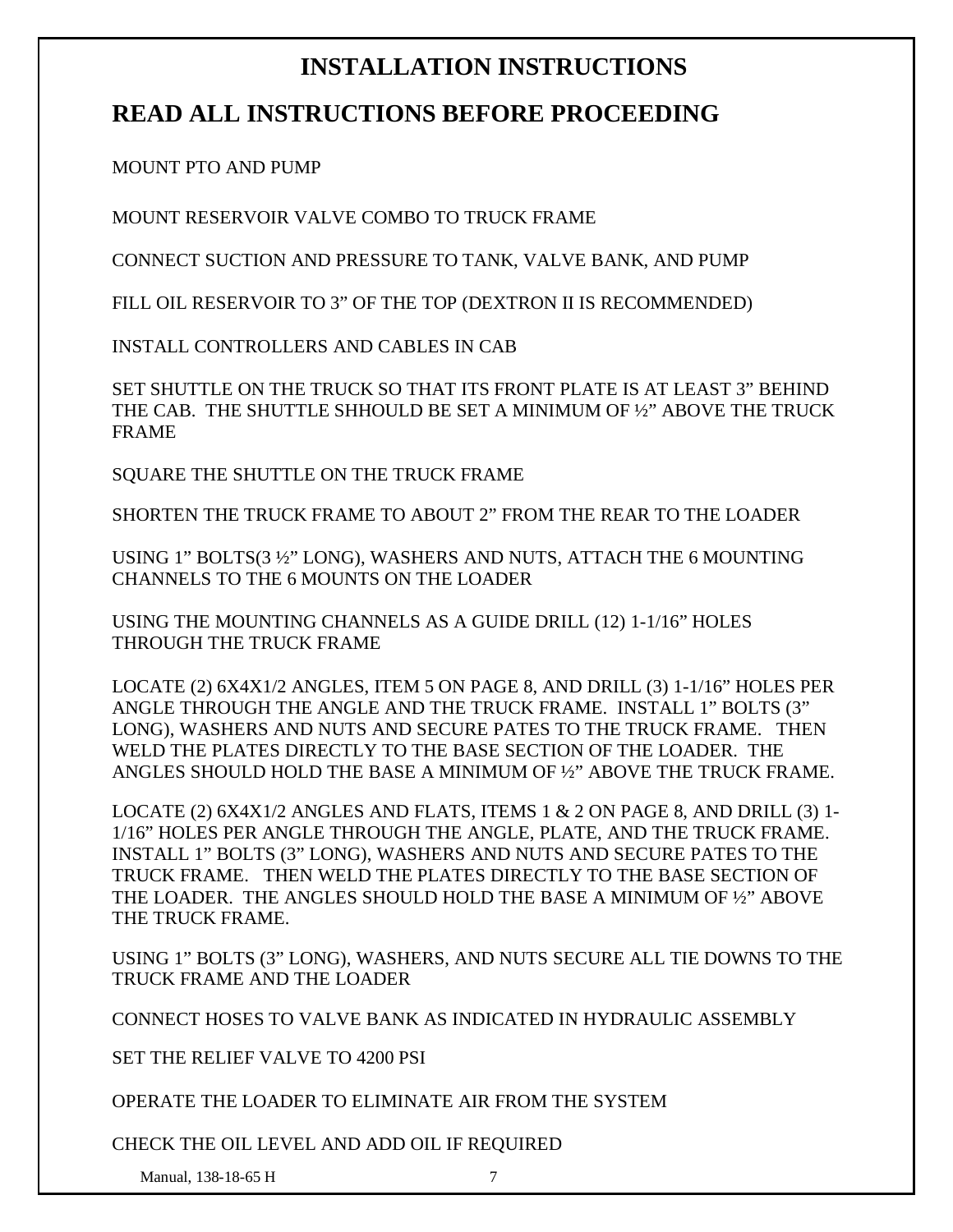# INSTALLATION INSTRUCTIONS

## READ ALL INSTRUCTIONS BEFORE PROCEEDING

MOUNT PTO AND PUMP

MOUNT RESERVOIR VALVE COMBO TO TRUCK FRAME

CONNECT SUCTION AND PRESSURE TO TANK, VALVE BANK, AND PUMP

FILL OIL RESERVOIR TO 3" OF THE TOP (DEXTRON II IS RECOMMENDED)

INSTALL CONTROLLERS AND CABLES IN CAB

SET SHUTTLE ON THE TRUCK SO THAT ITS FRONT PLATE IS AT LEAST 3" BEHIND THE CAB. THE SHUTTLE SHHOULD BE SET A MINIMUM OF ½" ABOVE THE TRUCK FRAME

SQUARE THE SHUTTLE ON THE TRUCK FRAME

SHORTEN THE TRUCK FRAME TO ABOUT 2" FROM THE REAR TO THE LOADER

USING 1" BOLTS(3 ½" LONG), WASHERS AND NUTS, ATTACH THE 6 MOUNTING CHANNELS TO THE 6 MOUNTS ON THE LOADER

USING THE MOUNTING CHANNELS AS A GUIDE DRILL (12) 1-1/16" HOLES THROUGH THE TRUCK FRAME

LOCATE (2) 6X4X1/2 ANGLES, ITEM 5 ON PAGE 8, AND DRILL (3) 1-1/16" HOLES PER ANGLE THROUGH THE ANGLE AND THE TRUCK FRAME. INSTALL 1" BOLTS (3" LONG), WASHERS AND NUTS AND SECURE PATES TO THE TRUCK FRAME. THEN WELD THE PLATES DIRECTLY TO THE BASE SECTION OF THE LOADER. THE ANGLES SHOULD HOLD THE BASE A MINIMUM OF ½" ABOVE THE TRUCK FRAME.

LOCATE (2) 6X4X1/2 ANGLES AND FLATS, ITEMS 1 & 2 ON PAGE 8, AND DRILL (3) 1-1/16" HOLES PER ANGLE THROUGH THE ANGLE, PLATE, AND THE TRUCK FRAME. INSTALL 1" BOLTS (3" LONG), WASHERS AND NUTS AND SECURE PATES TO THE TRUCK FRAME. THEN WELD THE PLATES DIRECTLY TO THE BASE SECTION OF THE LOADER. THE ANGLES SHOULD HOLD THE BASE A MINIMUM OF ½" ABOVE THE TRUCK FRAME.

USING 1" BOLTS (3" LONG), WASHERS, AND NUTS SECURE ALL TIE DOWNS TO THE TRUCK FRAME AND THE LOADER

CONNECT HOSES TO VALVE BANK AS INDICATED IN HYDRAULIC ASSEMBLY

SET THE RELIEF VALVE TO 4200 PSI

OPERATE THE LOADER TO ELIMINATE AIR FROM THE SYSTEM

CHECK THE OIL LEVEL AND ADD OIL IF REQUIRED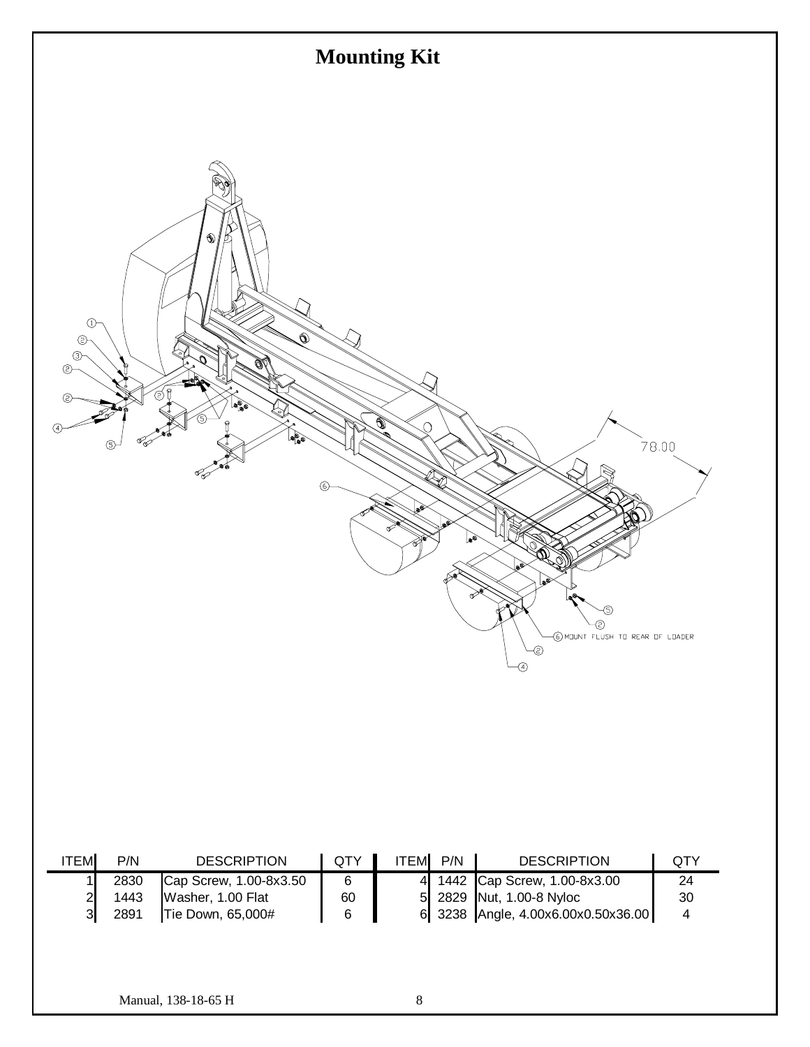# Mounting Kit

6 MOUNT FLUSH TO REAR OF LOADER

78.00

| ITEM | P/N | DESCRIPTION | QTY | ITEM | P/N | DESCRIPTION | QTY |
|---|---|---|---|---|---|---|---|
| 1 | 2830 | Cap Screw, 1.00-8x3.50 | 6 | 4 | 1442 | Cap Screw, 1.00-8x3.00 | 24 |
| 2 | 1443 | Washer, 1.00 Flat | 60 | 5 | 2829 | Nut, 1.00-8 Nyloc | 30 |
| 3 | 2891 | Tie Down, 65,000# | 6 | 6 | 3238 | Angle, 4.00x6.00x0.50x36.00 | 4 |

Manual, 138-18-65 H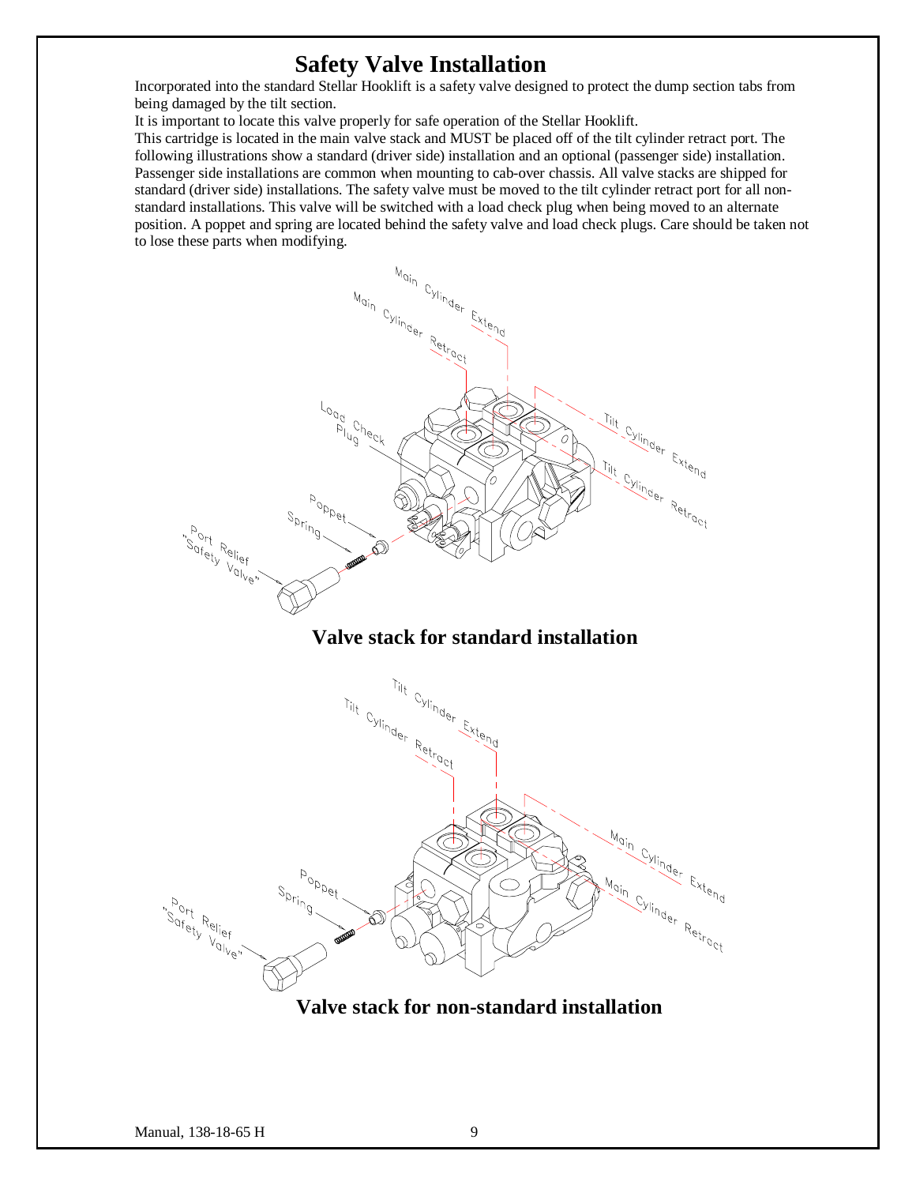# Safety Valve Installation

Incorporated into the standard Stellar Hooklift is a safety valve designed to protect the dump section tabs from being damaged by the tilt section.

It is important to locate this valve properly for safe operation of the Stellar Hooklift.

This cartridge is located in the main valve stack and MUST be placed off of the tilt cylinder retract port. The following illustrations show a standard (driver side) installation and an optional (passenger side) installation. Passenger side installations are common when mounting to cab-over chassis. All valve stacks are shipped for standard (driver side) installations. The safety valve must be moved to the tilt cylinder retract port for all non-standard installations. This valve will be switched with a load check plug when being moved to an alternate position. A poppet and spring are located behind the safety valve and load check plugs. Care should be taken not to lose these parts when modifying.

**Valve stack for standard installation**

**Valve stack for non-standard installation**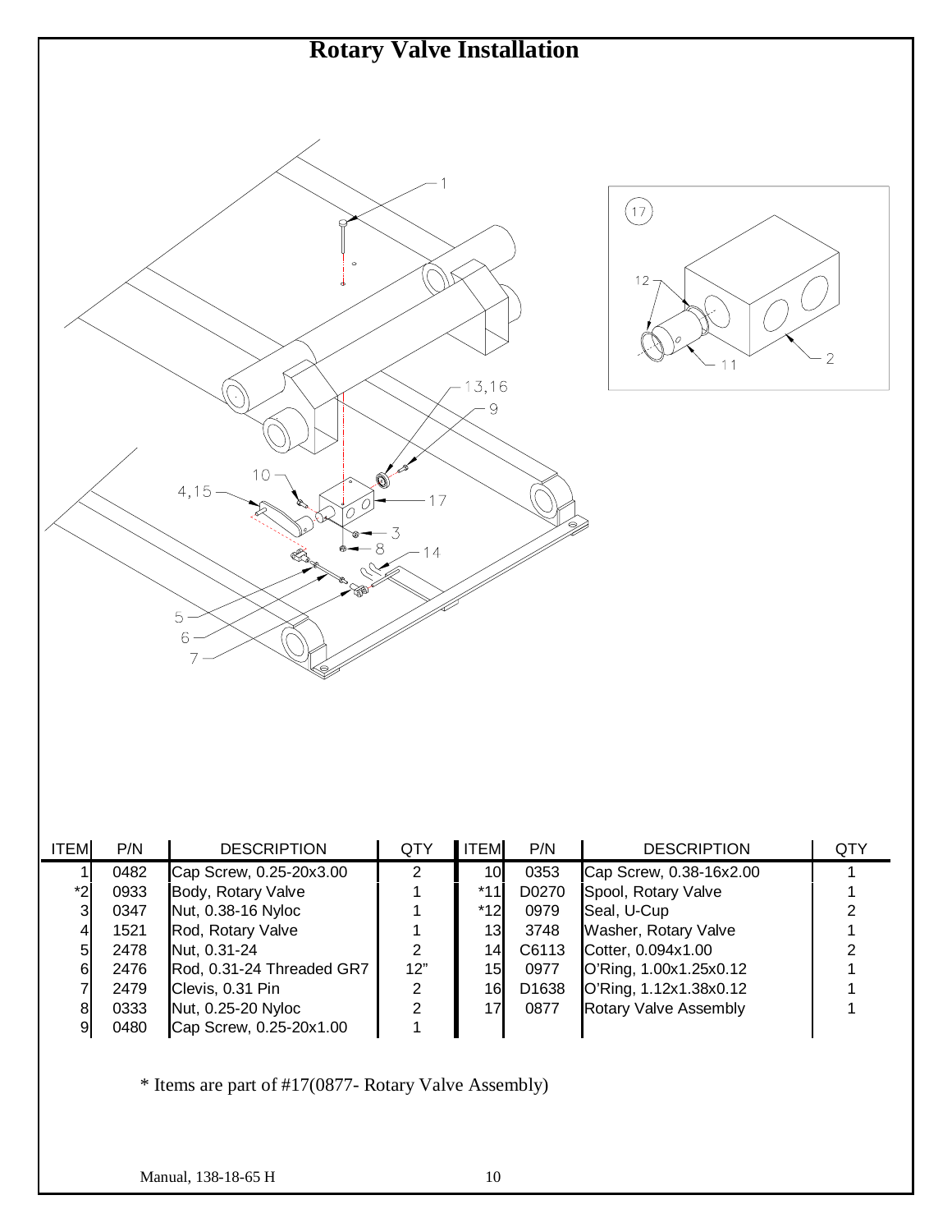# Rotary Valve Installation

| ITEM | P/N | DESCRIPTION | QTY | ITEM | P/N | DESCRIPTION | QTY |
|---|---|---|---|---|---|---|---|
| 1 | 0482 | Cap Screw, 0.25-20x3.00 | 2 | 10 | 0353 | Cap Screw, 0.38-16x2.00 | 1 |
| *2 | 0933 | Body, Rotary Valve | 1 | *11 | D0270 | Spool, Rotary Valve | 1 |
| 3 | 0347 | Nut, 0.38-16 Nyloc | 1 | *12 | 0979 | Seal, U-Cup | 2 |
| 4 | 1521 | Rod, Rotary Valve | 1 | 13 | 3748 | Washer, Rotary Valve | 1 |
| 5 | 2478 | Nut, 0.31-24 | 2 | 14 | C6113 | Cotter, 0.094x1.00 | 2 |
| 6 | 2476 | Rod, 0.31-24 Threaded GR7 | 12" | 15 | 0977 | O'Ring, 1.00x1.25x0.12 | 1 |
| 7 | 2479 | Clevis, 0.31 Pin | 2 | 16 | D1638 | O'Ring, 1.12x1.38x0.12 | 1 |
| 8 | 0333 | Nut, 0.25-20 Nyloc | 2 | 17 | 0877 | Rotary Valve Assembly | 1 |
| 9 | 0480 | Cap Screw, 0.25-20x1.00 | 1 | | | | |

* Items are part of #17(0877- Rotary Valve Assembly)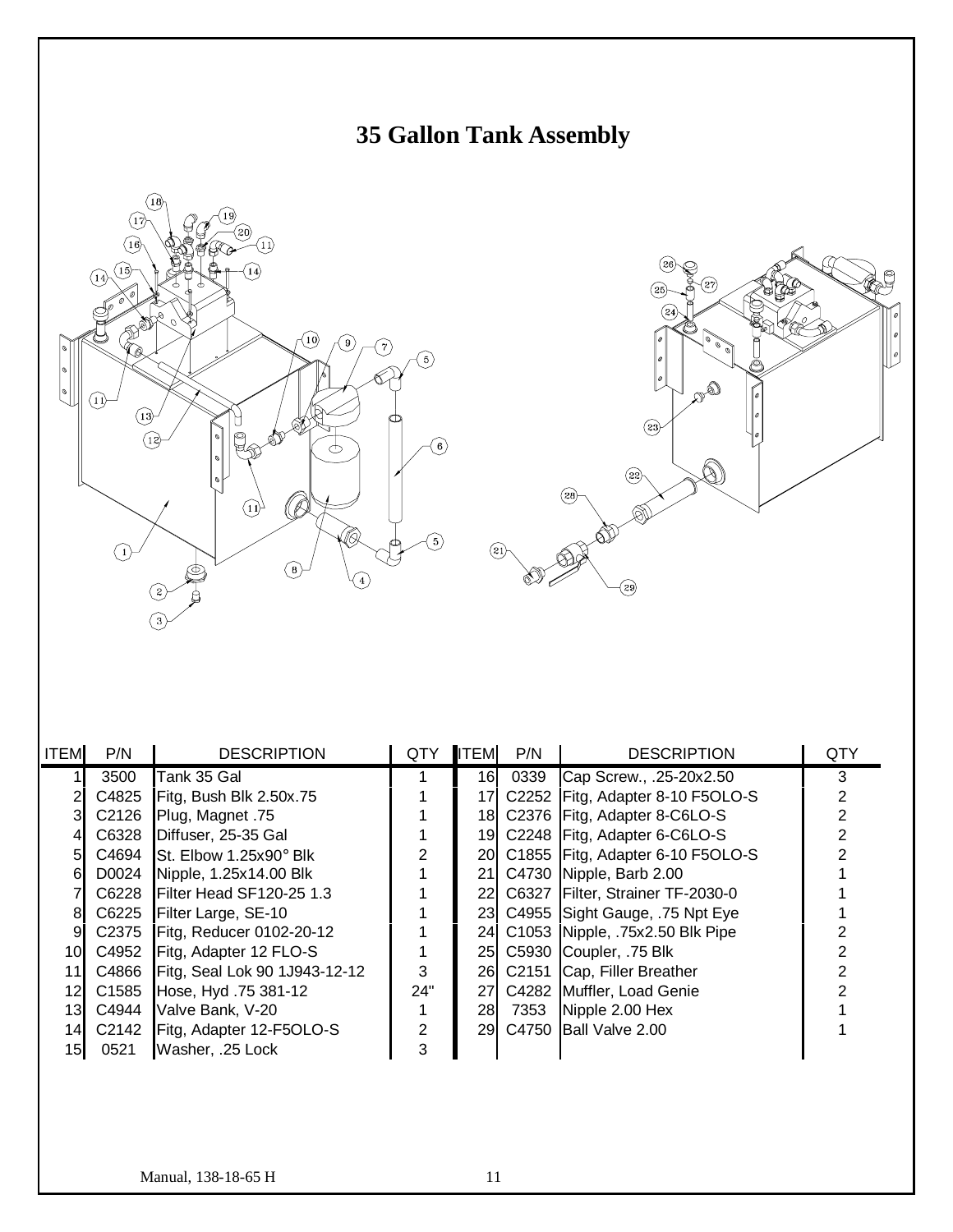# 35 Gallon Tank Assembly

| ITEM | P/N | DESCRIPTION | QTY | ITEM | P/N | DESCRIPTION | QTY |
|---|---|---|---|---|---|---|---|
| 1 | 3500 | Tank 35 Gal | 1 | 16 | 0339 | Cap Screw., .25-20x2.50 | 3 |
| 2 | C4825 | Fitg, Bush Blk 2.50x.75 | 1 | 17 | C2252 | Fitg, Adapter 8-10 F5OLO-S | 2 |
| 3 | C2126 | Plug, Magnet .75 | 1 | 18 | C2376 | Fitg, Adapter 8-C6LO-S | 2 |
| 4 | C6328 | Diffuser, 25-35 Gal | 1 | 19 | C2248 | Fitg, Adapter 6-C6LO-S | 2 |
| 5 | C4694 | St. Elbow 1.25x90° Blk | 2 | 20 | C1855 | Fitg, Adapter 6-10 F5OLO-S | 2 |
| 6 | D0024 | Nipple, 1.25x14.00 Blk | 1 | 21 | C4730 | Nipple, Barb 2.00 | 1 |
| 7 | C6228 | Filter Head SF120-25 1.3 | 1 | 22 | C6327 | Filter, Strainer TF-2030-0 | 1 |
| 8 | C6225 | Filter Large, SE-10 | 1 | 23 | C4955 | Sight Gauge, .75 Npt Eye | 1 |
| 9 | C2375 | Fitg, Reducer 0102-20-12 | 1 | 24 | C1053 | Nipple, .75x2.50 Blk Pipe | 2 |
| 10 | C4952 | Fitg, Adapter 12 FLO-S | 1 | 25 | C5930 | Coupler, .75 Blk | 2 |
| 11 | C4866 | Fitg, Seal Lok 90 1J943-12-12 | 3 | 26 | C2151 | Cap, Filler Breather | 2 |
| 12 | C1585 | Hose, Hyd .75 381-12 | 24" | 27 | C4282 | Muffler, Load Genie | 2 |
| 13 | C4944 | Valve Bank, V-20 | 1 | 28 | 7353 | Nipple 2.00 Hex | 1 |
| 14 | C2142 | Fitg, Adapter 12-F5OLO-S | 2 | 29 | C4750 | Ball Valve 2.00 | 1 |
| 15 | 0521 | Washer, .25 Lock | 3 | | | | |

Manual, 138-18-65 H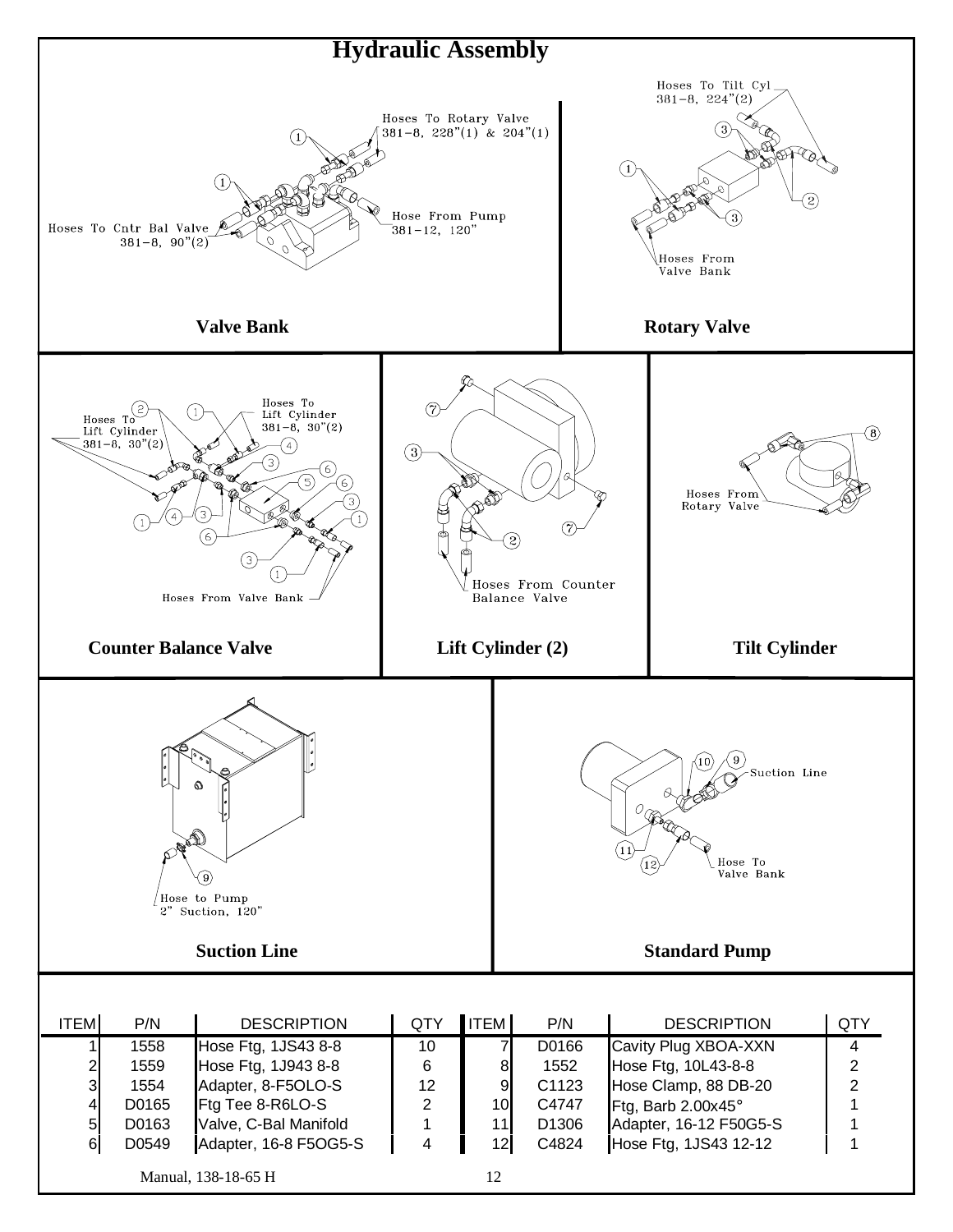# Hydraulic Assembly

Hoses To Rotary Valve
381-8, 228"(1) & 204"(1)

Hoses To Cntr Bal Valve
381-8, 90"(2)

Hose From Pump
381-12, 120"

**Valve Bank**

Hoses To Tilt Cyl
381-8, 224"(2)

Hoses From
Valve Bank

**Rotary Valve**

Hoses To
Lift Cylinder
381-8, 30"(2)

Hoses To
Lift Cylinder
381-8, 30"(2)

Hoses From Valve Bank

**Counter Balance Valve**

Hoses From Counter
Balance Valve

**Lift Cylinder (2)**

Hoses From
Rotary Valve

**Tilt Cylinder**

Hose to Pump
2" Suction, 120"

**Suction Line**

Suction Line

Hose To
Valve Bank

**Standard Pump**

| ITEM | P/N | DESCRIPTION | QTY | ITEM | P/N | DESCRIPTION | QTY |
|---|---|---|---|---|---|---|---|
| 1 | 1558 | Hose Ftg, 1JS43 8-8 | 10 | 7 | D0166 | Cavity Plug XBOA-XXN | 4 |
| 2 | 1559 | Hose Ftg, 1J943 8-8 | 6 | 8 | 1552 | Hose Ftg, 10L43-8-8 | 2 |
| 3 | 1554 | Adapter, 8-F5OLO-S | 12 | 9 | C1123 | Hose Clamp, 88 DB-20 | 2 |
| 4 | D0165 | Ftg Tee 8-R6LO-S | 2 | 10 | C4747 | Ftg, Barb 2.00x45° | 1 |
| 5 | D0163 | Valve, C-Bal Manifold | 1 | 11 | D1306 | Adapter, 16-12 F50G5-S | 1 |
| 6 | D0549 | Adapter, 16-8 F5OG5-S | 4 | 12 | C4824 | Hose Ftg, 1JS43 12-12 | 1 |

Manual, 138-18-65 H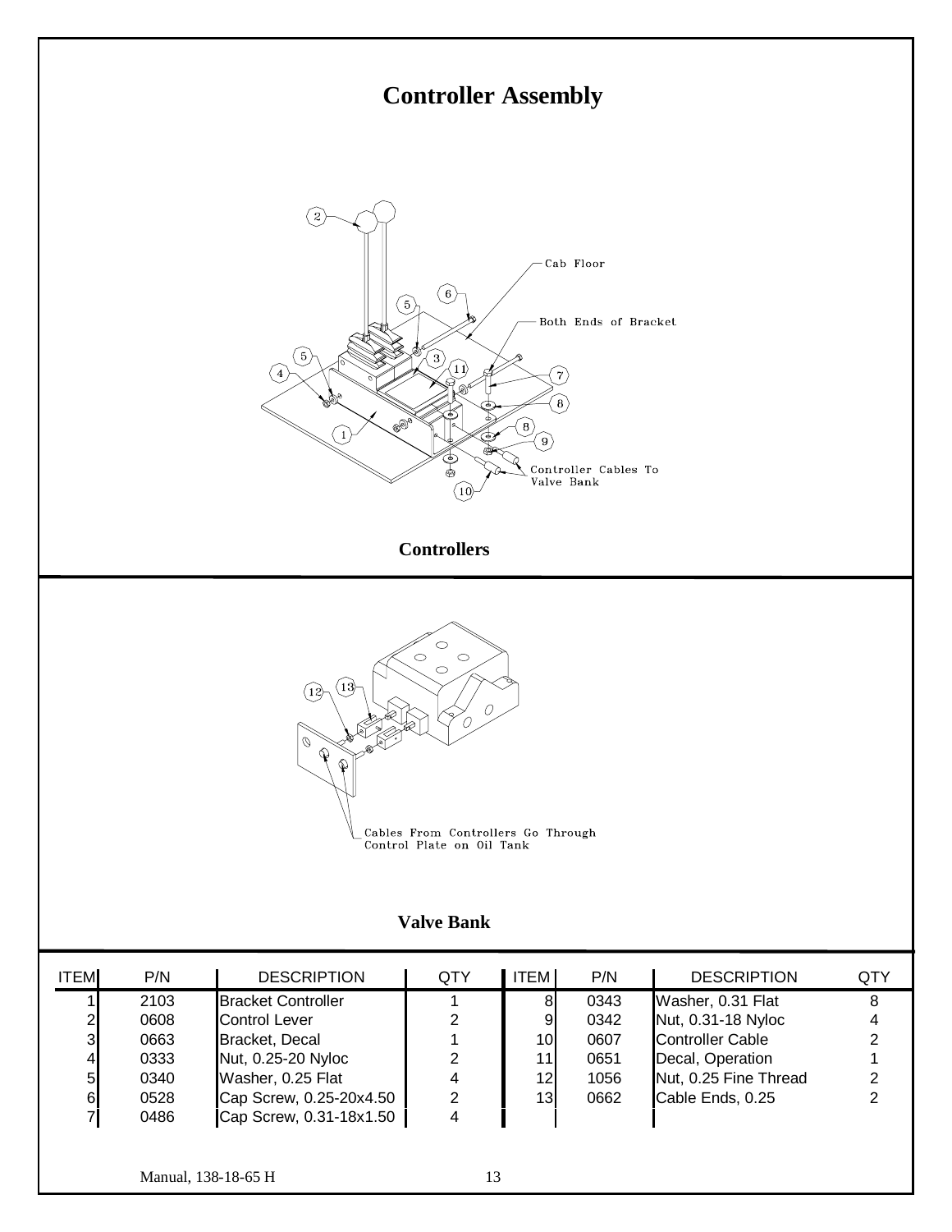# Controller Assembly

Controllers

Valve Bank

| ITEM | P/N | DESCRIPTION | QTY | ITEM | P/N | DESCRIPTION | QTY |
|---|---|---|---|---|---|---|---|
| 1 | 2103 | Bracket Controller | 1 | 8 | 0343 | Washer, 0.31 Flat | 8 |
| 2 | 0608 | Control Lever | 2 | 9 | 0342 | Nut, 0.31-18 Nyloc | 4 |
| 3 | 0663 | Bracket, Decal | 1 | 10 | 0607 | Controller Cable | 2 |
| 4 | 0333 | Nut, 0.25-20 Nyloc | 2 | 11 | 0651 | Decal, Operation | 1 |
| 5 | 0340 | Washer, 0.25 Flat | 4 | 12 | 1056 | Nut, 0.25 Fine Thread | 2 |
| 6 | 0528 | Cap Screw, 0.25-20x4.50 | 2 | 13 | 0662 | Cable Ends, 0.25 | 2 |
| 7 | 0486 | Cap Screw, 0.31-18x1.50 | 4 | | | | |

Manual, 138-18-65 H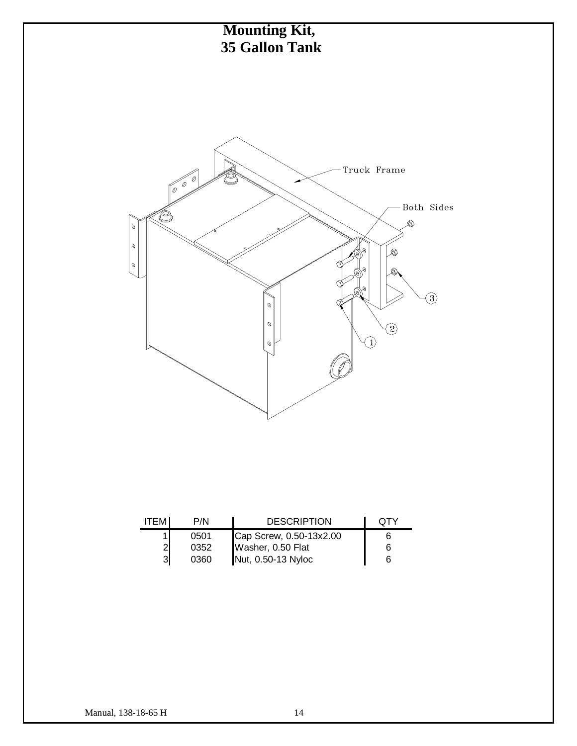# Mounting Kit,
# 35 Gallon Tank

Truck Frame

Both Sides

| ITEM | P/N | DESCRIPTION | QTY |
|---|---|---|---|
| 1 | 0501 | Cap Screw, 0.50-13x2.00 | 6 |
| 2 | 0352 | Washer, 0.50 Flat | 6 |
| 3 | 0360 | Nut, 0.50-13 Nyloc | 6 |

Manual, 138-18-65 H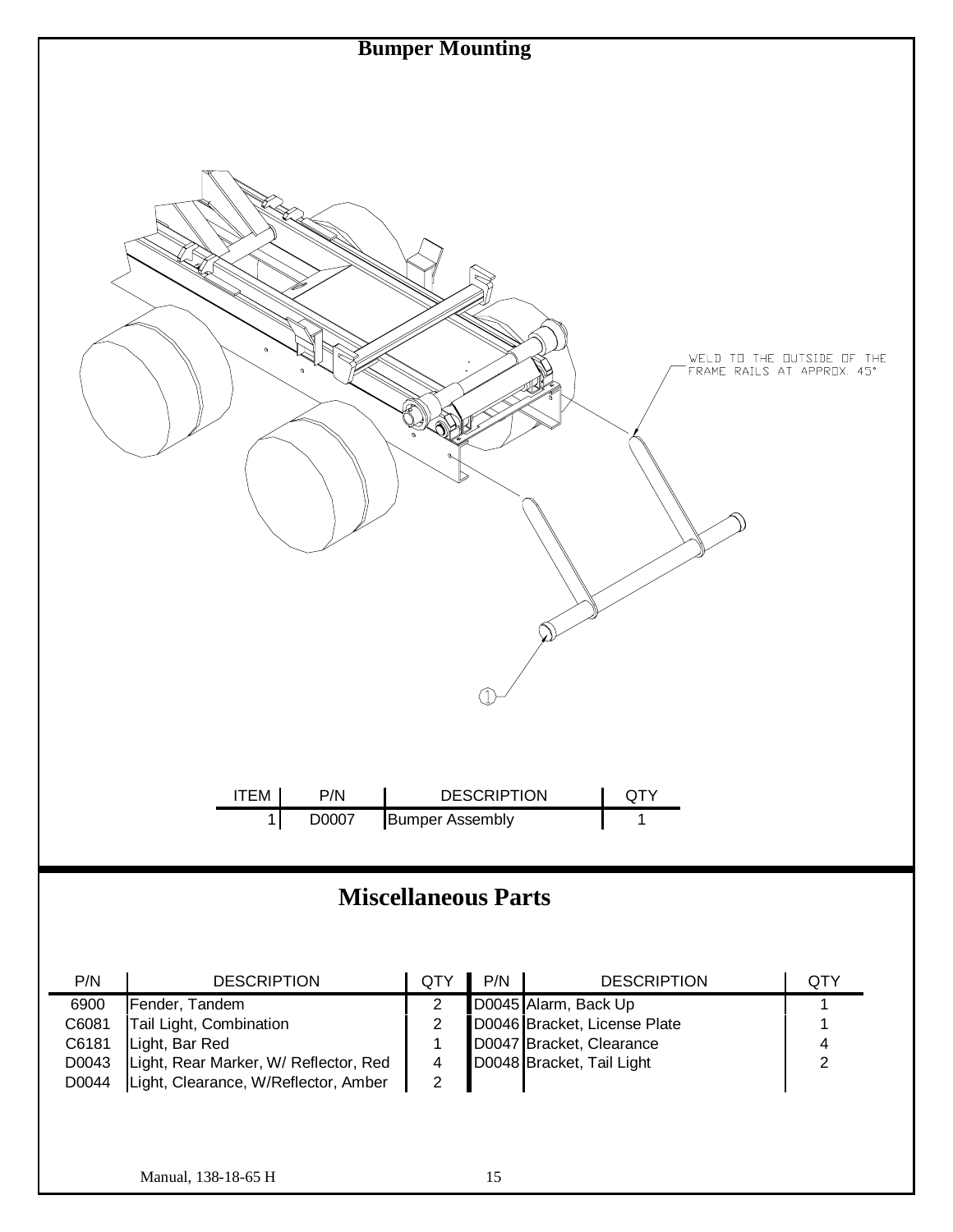# Bumper Mounting

WELD TO THE OUTSIDE OF THE FRAME RAILS AT APPROX. 45°

| ITEM | P/N | DESCRIPTION | QTY |
|---|---|---|---|
| 1 | D0007 | Bumper Assembly | 1 |

# Miscellaneous Parts

| P/N | DESCRIPTION | QTY | P/N | DESCRIPTION | QTY |
|---|---|---|---|---|---|
| 6900 | Fender, Tandem | 2 | D0045 | Alarm, Back Up | 1 |
| C6081 | Tail Light, Combination | 2 | D0046 | Bracket, License Plate | 1 |
| C6181 | Light, Bar Red | 1 | D0047 | Bracket, Clearance | 4 |
| D0043 | Light, Rear Marker, W/ Reflector, Red | 4 | D0048 | Bracket, Tail Light | 2 |
| D0044 | Light, Clearance, W/Reflector, Amber | 2 | | | |

Manual, 138-18-65 H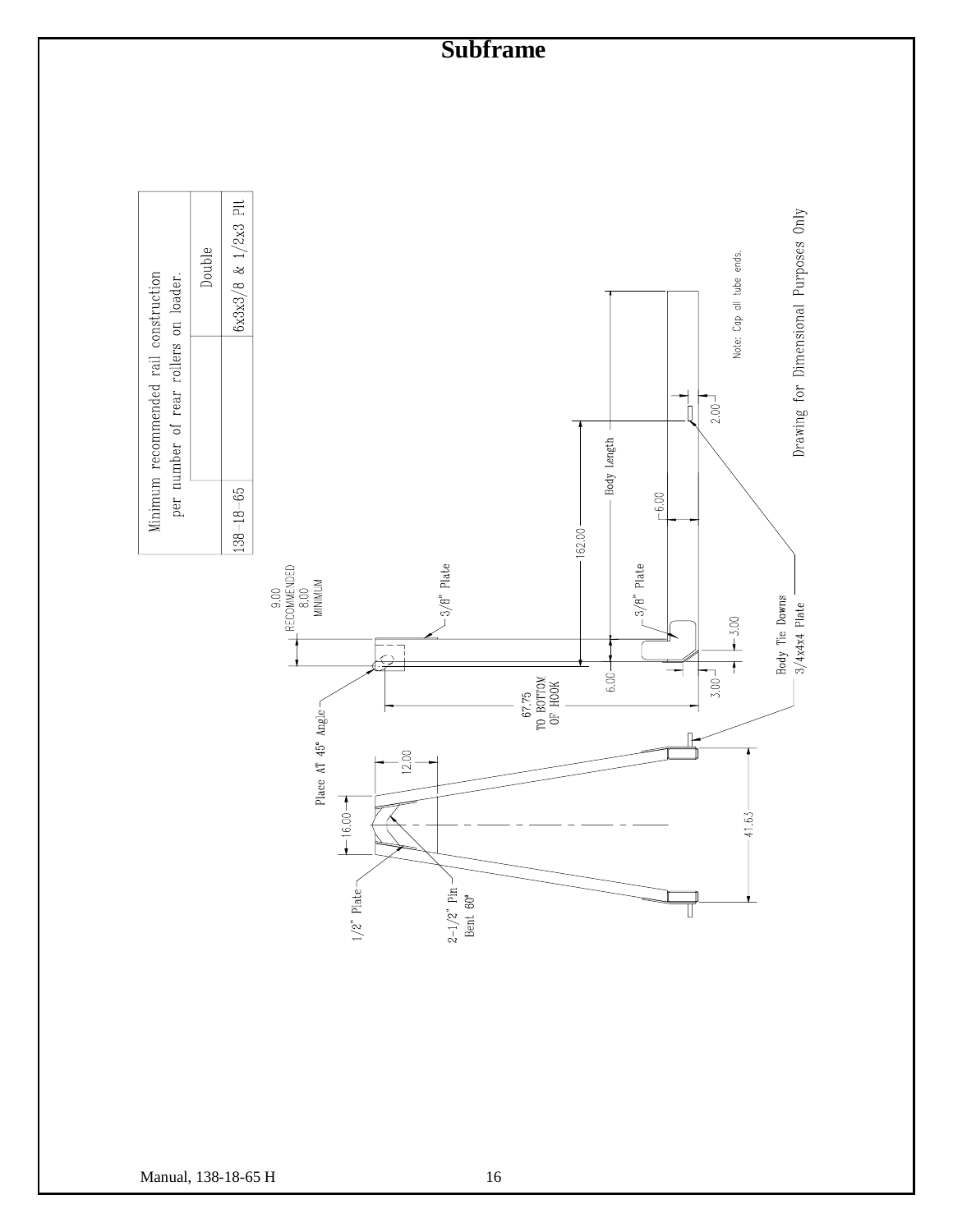# Subframe

| Minimum recommended rail construction per number of rear rollers on loader. | | Double |
|---|---|---|
| 138-18-65 | | 6x3x3/8 & 1/2x3 Plt |

9.00 RECOMMENDED
8.00 MINIMUM

3/8" Plate

3/8" Plate

162.00

Body Length

6.00

2.00

Note: Cap all tube ends.

Drawing for Dimensional Purposes Only

6.00

3.00

3.00

67.75 TO BOTTOM OF HOOK

Body Tie Downs
3/4x4x4 Plate

Place AT 45° Angle

12.00

16.00

41.63

1/2" Plate

2-1/2" Pin
Bent 60°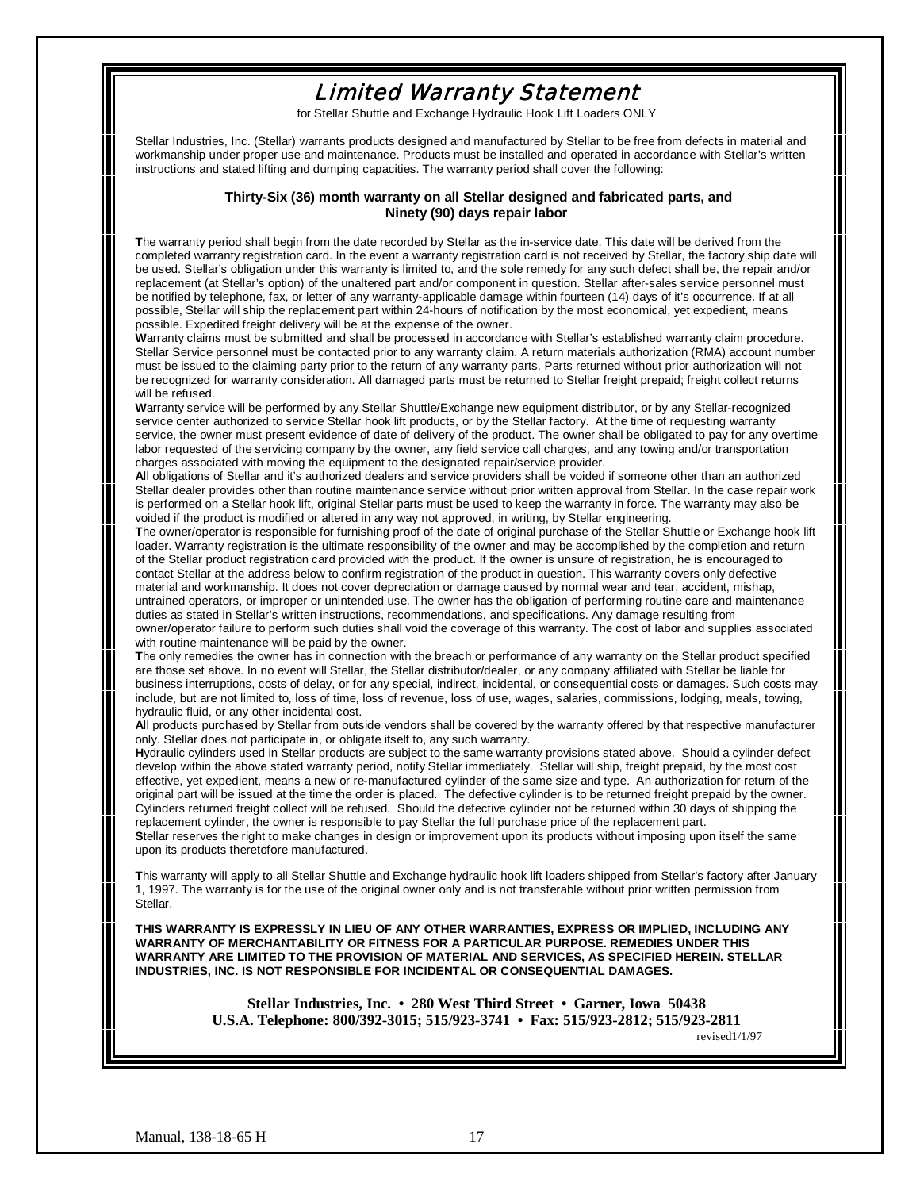# *Limited Warranty Statement*

for Stellar Shuttle and Exchange Hydraulic Hook Lift Loaders ONLY

Stellar Industries, Inc. (Stellar) warrants products designed and manufactured by Stellar to be free from defects in material and workmanship under proper use and maintenance. Products must be installed and operated in accordance with Stellar's written instructions and stated lifting and dumping capacities. The warranty period shall cover the following:

**Thirty-Six (36) month warranty on all Stellar designed and fabricated parts, and Ninety (90) days repair labor**

**T**he warranty period shall begin from the date recorded by Stellar as the in-service date. This date will be derived from the completed warranty registration card. In the event a warranty registration card is not received by Stellar, the factory ship date will be used. Stellar's obligation under this warranty is limited to, and the sole remedy for any such defect shall be, the repair and/or replacement (at Stellar's option) of the unaltered part and/or component in question. Stellar after-sales service personnel must be notified by telephone, fax, or letter of any warranty-applicable damage within fourteen (14) days of it's occurrence. If at all possible, Stellar will ship the replacement part within 24-hours of notification by the most economical, yet expedient, means possible. Expedited freight delivery will be at the expense of the owner.

**W**arranty claims must be submitted and shall be processed in accordance with Stellar's established warranty claim procedure. Stellar Service personnel must be contacted prior to any warranty claim. A return materials authorization (RMA) account number must be issued to the claiming party prior to the return of any warranty parts. Parts returned without prior authorization will not be recognized for warranty consideration. All damaged parts must be returned to Stellar freight prepaid; freight collect returns will be refused.

**W**arranty service will be performed by any Stellar Shuttle/Exchange new equipment distributor, or by any Stellar-recognized service center authorized to service Stellar hook lift products, or by the Stellar factory. At the time of requesting warranty service, the owner must present evidence of date of delivery of the product. The owner shall be obligated to pay for any overtime labor requested of the servicing company by the owner, any field service call charges, and any towing and/or transportation charges associated with moving the equipment to the designated repair/service provider.

**A**ll obligations of Stellar and it's authorized dealers and service providers shall be voided if someone other than an authorized Stellar dealer provides other than routine maintenance service without prior written approval from Stellar. In the case repair work is performed on a Stellar hook lift, original Stellar parts must be used to keep the warranty in force. The warranty may also be voided if the product is modified or altered in any way not approved, in writing, by Stellar engineering.

**T**he owner/operator is responsible for furnishing proof of the date of original purchase of the Stellar Shuttle or Exchange hook lift loader. Warranty registration is the ultimate responsibility of the owner and may be accomplished by the completion and return of the Stellar product registration card provided with the product. If the owner is unsure of registration, he is encouraged to contact Stellar at the address below to confirm registration of the product in question. This warranty covers only defective material and workmanship. It does not cover depreciation or damage caused by normal wear and tear, accident, mishap, untrained operators, or improper or unintended use. The owner has the obligation of performing routine care and maintenance duties as stated in Stellar's written instructions, recommendations, and specifications. Any damage resulting from owner/operator failure to perform such duties shall void the coverage of this warranty. The cost of labor and supplies associated with routine maintenance will be paid by the owner.

**T**he only remedies the owner has in connection with the breach or performance of any warranty on the Stellar product specified are those set above. In no event will Stellar, the Stellar distributor/dealer, or any company affiliated with Stellar be liable for business interruptions, costs of delay, or for any special, indirect, incidental, or consequential costs or damages. Such costs may include, but are not limited to, loss of time, loss of revenue, loss of use, wages, salaries, commissions, lodging, meals, towing, hydraulic fluid, or any other incidental cost.

**A**ll products purchased by Stellar from outside vendors shall be covered by the warranty offered by that respective manufacturer only. Stellar does not participate in, or obligate itself to, any such warranty.

**H**ydraulic cylinders used in Stellar products are subject to the same warranty provisions stated above. Should a cylinder defect develop within the above stated warranty period, notify Stellar immediately. Stellar will ship, freight prepaid, by the most cost effective, yet expedient, means a new or re-manufactured cylinder of the same size and type. An authorization for return of the original part will be issued at the time the order is placed. The defective cylinder is to be returned freight prepaid by the owner. Cylinders returned freight collect will be refused. Should the defective cylinder not be returned within 30 days of shipping the replacement cylinder, the owner is responsible to pay Stellar the full purchase price of the replacement part.

**S**tellar reserves the right to make changes in design or improvement upon its products without imposing upon itself the same upon its products theretofore manufactured.

**T**his warranty will apply to all Stellar Shuttle and Exchange hydraulic hook lift loaders shipped from Stellar's factory after January 1, 1997. The warranty is for the use of the original owner only and is not transferable without prior written permission from Stellar.

**THIS WARRANTY IS EXPRESSLY IN LIEU OF ANY OTHER WARRANTIES, EXPRESS OR IMPLIED, INCLUDING ANY WARRANTY OF MERCHANTABILITY OR FITNESS FOR A PARTICULAR PURPOSE. REMEDIES UNDER THIS WARRANTY ARE LIMITED TO THE PROVISION OF MATERIAL AND SERVICES, AS SPECIFIED HEREIN. STELLAR INDUSTRIES, INC. IS NOT RESPONSIBLE FOR INCIDENTAL OR CONSEQUENTIAL DAMAGES.**

**Stellar Industries, Inc. • 280 West Third Street • Garner, Iowa 50438**
**U.S.A. Telephone: 800/392-3015; 515/923-3741 • Fax: 515/923-2812; 515/923-2811**

revised1/1/97